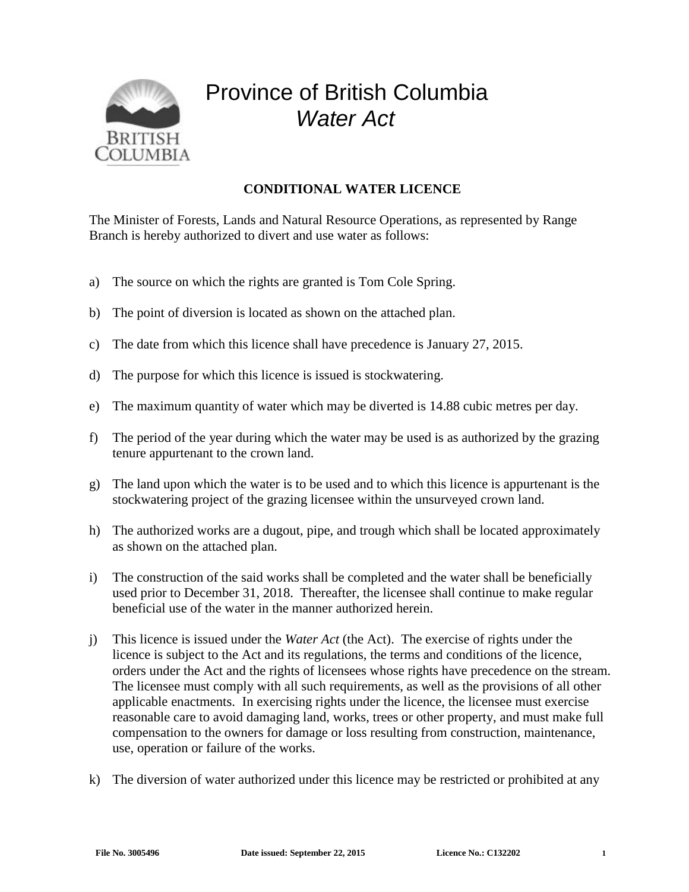# Province of British Columbia

## *Water Act*

### CONDITIONAL WATER LICENCE

The Minister of Forests, Lands and Natural Resource Operations, as represented by Range Branch is hereby authorized to divert and use water as follows:

a) The source on which the rights are granted is Tom Cole Spring.

b) The point of diversion is located as shown on the attached plan.

c) The date from which this licence shall have precedence is January 27, 2015.

d) The purpose for which this licence is issued is stockwatering.

e) The maximum quantity of water which may be diverted is 14.88 cubic metres per day.

f) The period of the year during which the water may be used is as authorized by the grazing tenure appurtenant to the crown land.

g) The land upon which the water is to be used and to which this licence is appurtenant is the stockwatering project of the grazing licensee within the unsurveyed crown land.

h) The authorized works are a dugout, pipe, and trough which shall be located approximately as shown on the attached plan.

i) The construction of the said works shall be completed and the water shall be beneficially used prior to December 31, 2018. Thereafter, the licensee shall continue to make regular beneficial use of the water in the manner authorized herein.

j) This licence is issued under the *Water Act* (the Act). The exercise of rights under the licence is subject to the Act and its regulations, the terms and conditions of the licence, orders under the Act and the rights of licensees whose rights have precedence on the stream. The licensee must comply with all such requirements, as well as the provisions of all other applicable enactments. In exercising rights under the licence, the licensee must exercise reasonable care to avoid damaging land, works, trees or other property, and must make full compensation to the owners for damage or loss resulting from construction, maintenance, use, operation or failure of the works.

k) The diversion of water authorized under this licence may be restricted or prohibited at any

**File No. 3005496** **Date issued: September 22, 2015** **Licence No.: C132202**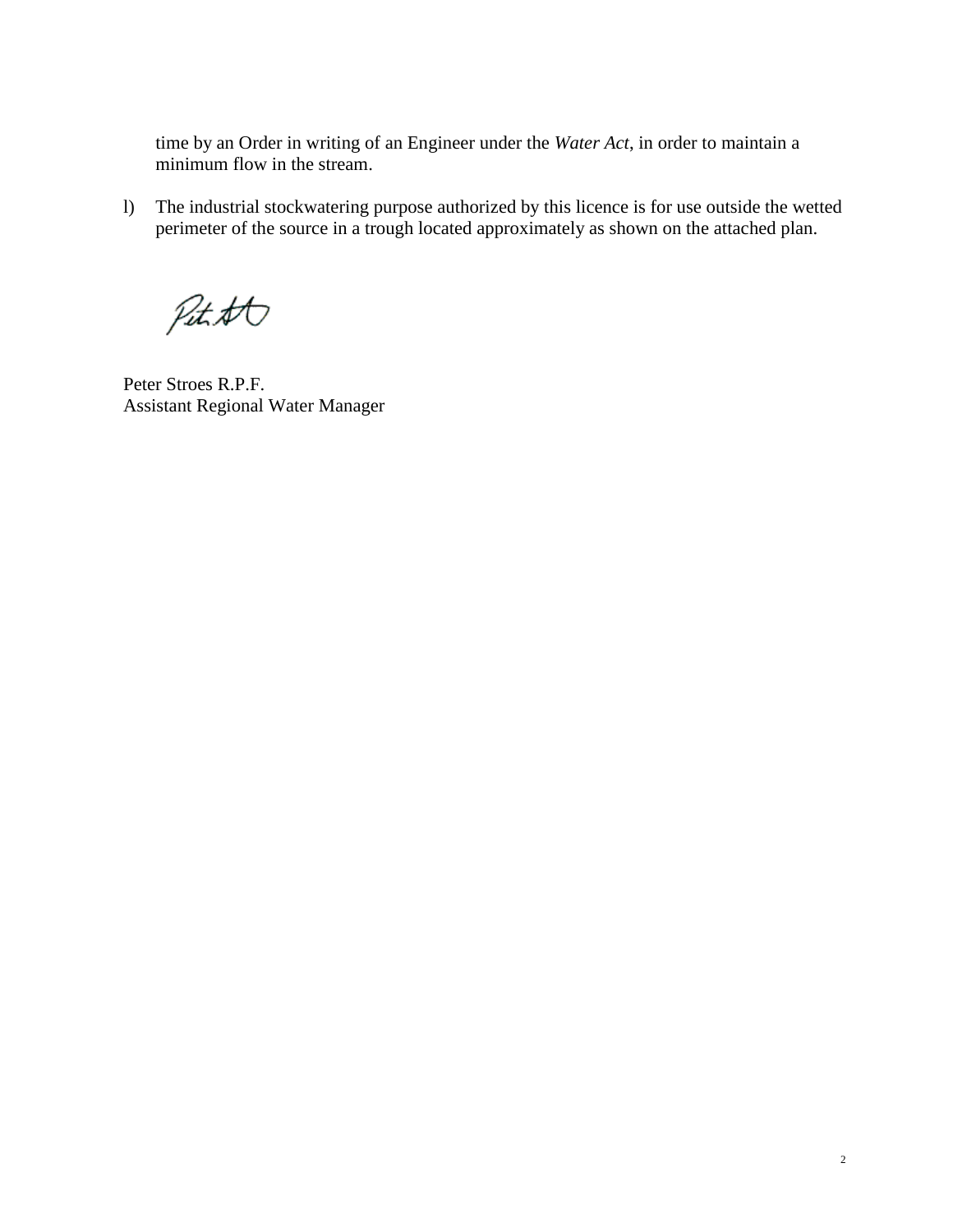time by an Order in writing of an Engineer under the *Water Act*, in order to maintain a minimum flow in the stream.

l) The industrial stockwatering purpose authorized by this licence is for use outside the wetted perimeter of the source in a trough located approximately as shown on the attached plan.

Peter Stroes R.P.F.
Assistant Regional Water Manager